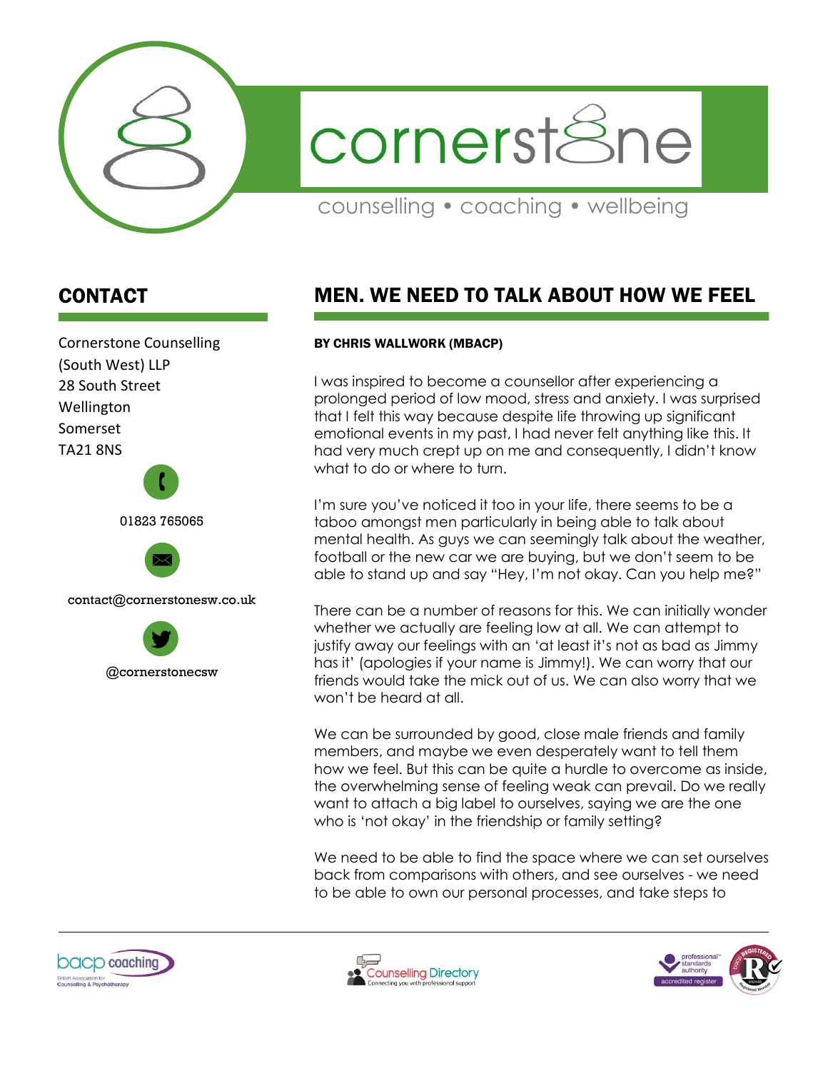# cornerstone

counselling • coaching • wellbeing

## CONTACT

Cornerstone Counselling (South West) LLP
28 South Street
Wellington
Somerset
TA21 8NS

01823 765065

contact@cornerstonesw.co.uk

@cornerstonecsw

## MEN. WE NEED TO TALK ABOUT HOW WE FEEL

**BY CHRIS WALLWORK (MBACP)**

I was inspired to become a counsellor after experiencing a prolonged period of low mood, stress and anxiety. I was surprised that I felt this way because despite life throwing up significant emotional events in my past, I had never felt anything like this. It had very much crept up on me and consequently, I didn't know what to do or where to turn.

I'm sure you've noticed it too in your life, there seems to be a taboo amongst men particularly in being able to talk about mental health. As guys we can seemingly talk about the weather, football or the new car we are buying, but we don't seem to be able to stand up and say "Hey, I'm not okay. Can you help me?"

There can be a number of reasons for this. We can initially wonder whether we actually are feeling low at all. We can attempt to justify away our feelings with an 'at least it's not as bad as Jimmy has it' (apologies if your name is Jimmy!). We can worry that our friends would take the mick out of us. We can also worry that we won't be heard at all.

We can be surrounded by good, close male friends and family members, and maybe we even desperately want to tell them how we feel. But this can be quite a hurdle to overcome as inside, the overwhelming sense of feeling weak can prevail. Do we really want to attach a big label to ourselves, saying we are the one who is 'not okay' in the friendship or family setting?

We need to be able to find the space where we can set ourselves back from comparisons with others, and see ourselves - we need to be able to own our personal processes, and take steps to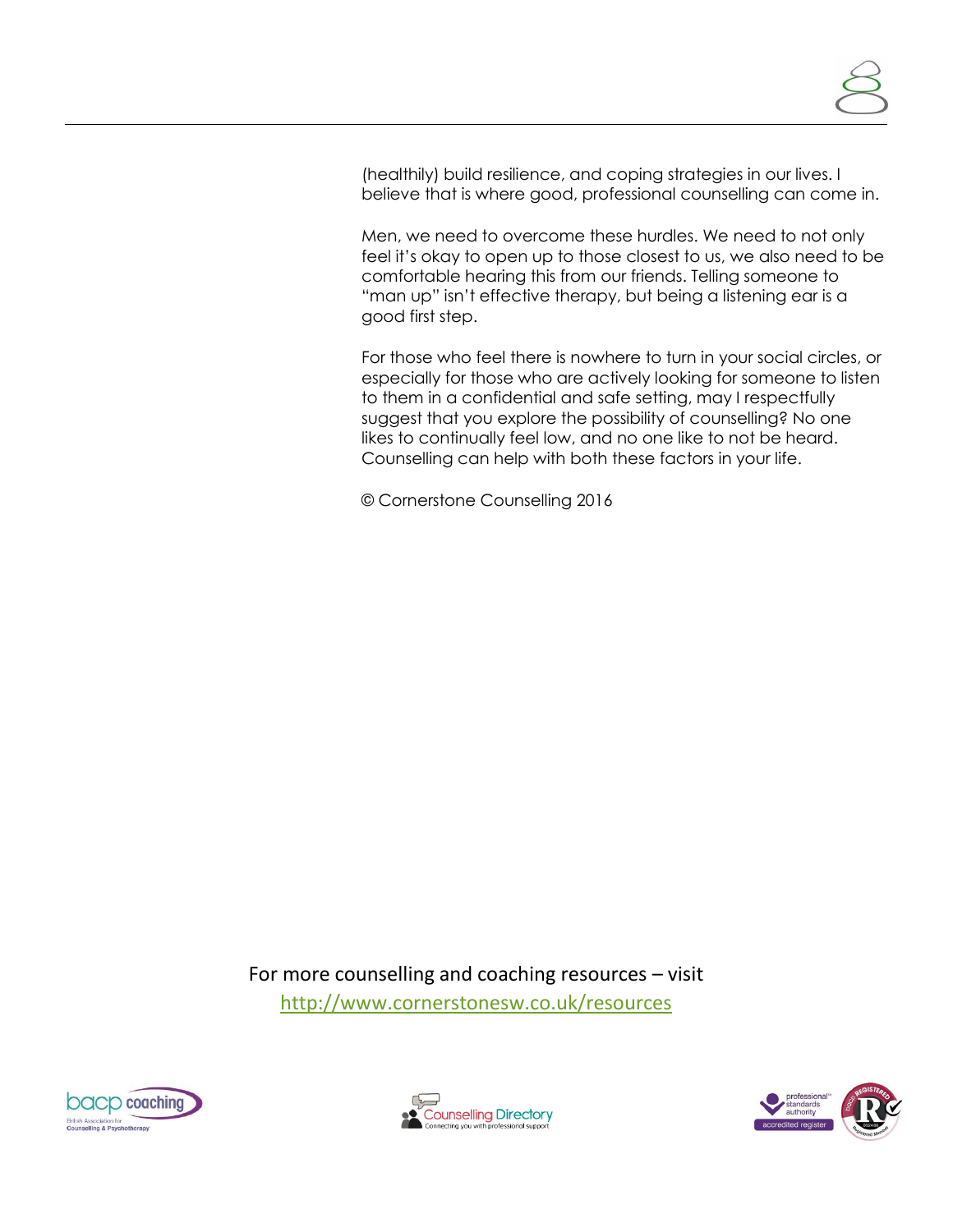(healthily) build resilience, and coping strategies in our lives. I believe that is where good, professional counselling can come in.

Men, we need to overcome these hurdles. We need to not only feel it's okay to open up to those closest to us, we also need to be comfortable hearing this from our friends. Telling someone to "man up" isn't effective therapy, but being a listening ear is a good first step.

For those who feel there is nowhere to turn in your social circles, or especially for those who are actively looking for someone to listen to them in a confidential and safe setting, may I respectfully suggest that you explore the possibility of counselling? No one likes to continually feel low, and no one like to not be heard. Counselling can help with both these factors in your life.

© Cornerstone Counselling 2016

For more counselling and coaching resources – visit
http://www.cornerstonesw.co.uk/resources